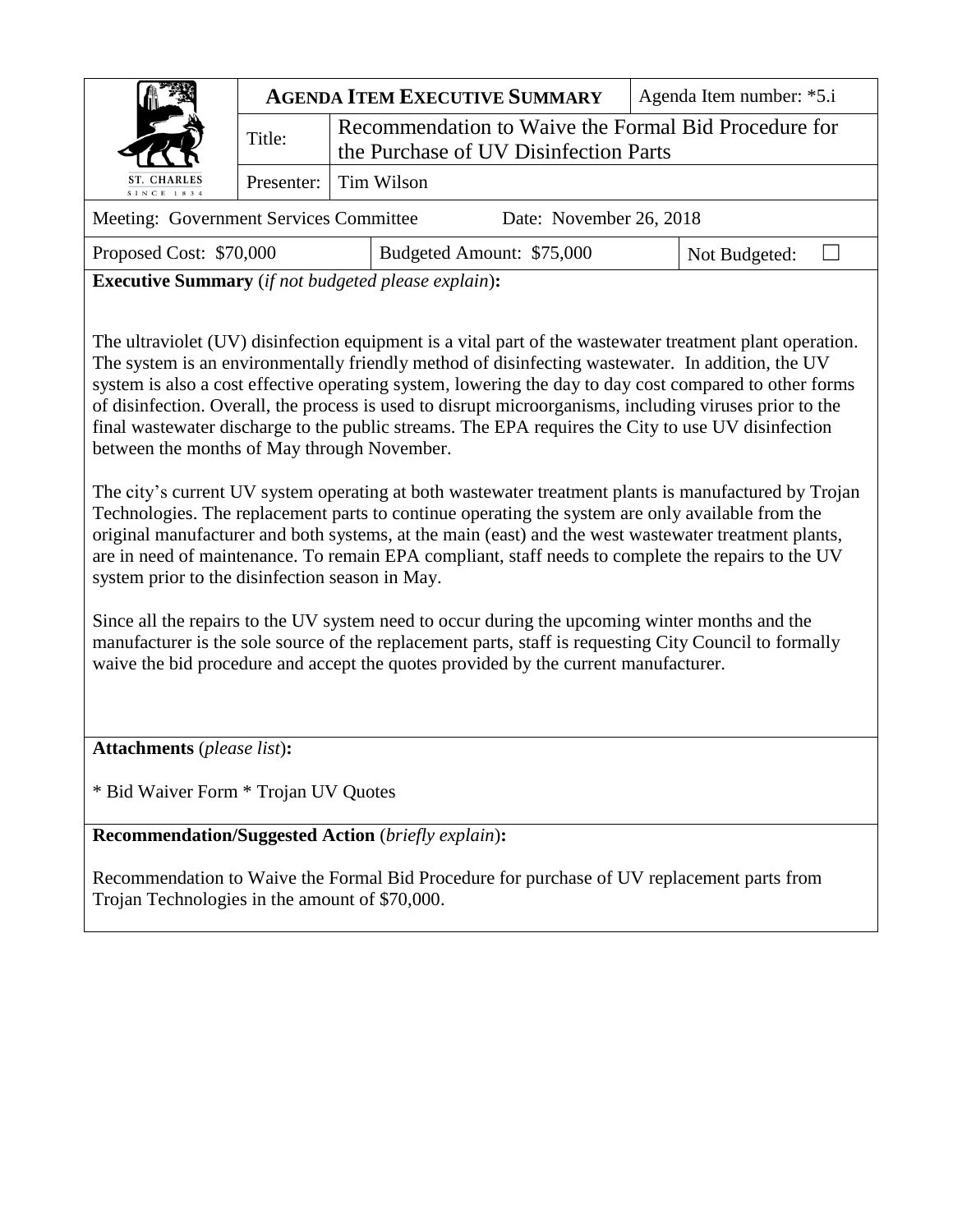| ST. CHARLES SINCE 1834 | **AGENDA ITEM EXECUTIVE SUMMARY** | | Agenda Item number: *5.i |
| --- | --- | --- | --- |
| | Title: | Recommendation to Waive the Formal Bid Procedure for the Purchase of UV Disinfection Parts | |
| | Presenter: | Tim Wilson | |

| Meeting: Government Services Committee | Date: November 26, 2018 | |
| --- | --- | --- |
| Proposed Cost: $70,000 | Budgeted Amount: $75,000 | Not Budgeted: ☐ |

**Executive Summary** (*if not budgeted please explain*)**:**

The ultraviolet (UV) disinfection equipment is a vital part of the wastewater treatment plant operation. The system is an environmentally friendly method of disinfecting wastewater. In addition, the UV system is also a cost effective operating system, lowering the day to day cost compared to other forms of disinfection. Overall, the process is used to disrupt microorganisms, including viruses prior to the final wastewater discharge to the public streams. The EPA requires the City to use UV disinfection between the months of May through November.

The city's current UV system operating at both wastewater treatment plants is manufactured by Trojan Technologies. The replacement parts to continue operating the system are only available from the original manufacturer and both systems, at the main (east) and the west wastewater treatment plants, are in need of maintenance. To remain EPA compliant, staff needs to complete the repairs to the UV system prior to the disinfection season in May.

Since all the repairs to the UV system need to occur during the upcoming winter months and the manufacturer is the sole source of the replacement parts, staff is requesting City Council to formally waive the bid procedure and accept the quotes provided by the current manufacturer.

**Attachments** (*please list*)**:**

* Bid Waiver Form * Trojan UV Quotes

**Recommendation/Suggested Action** (*briefly explain*)**:**

Recommendation to Waive the Formal Bid Procedure for purchase of UV replacement parts from Trojan Technologies in the amount of $70,000.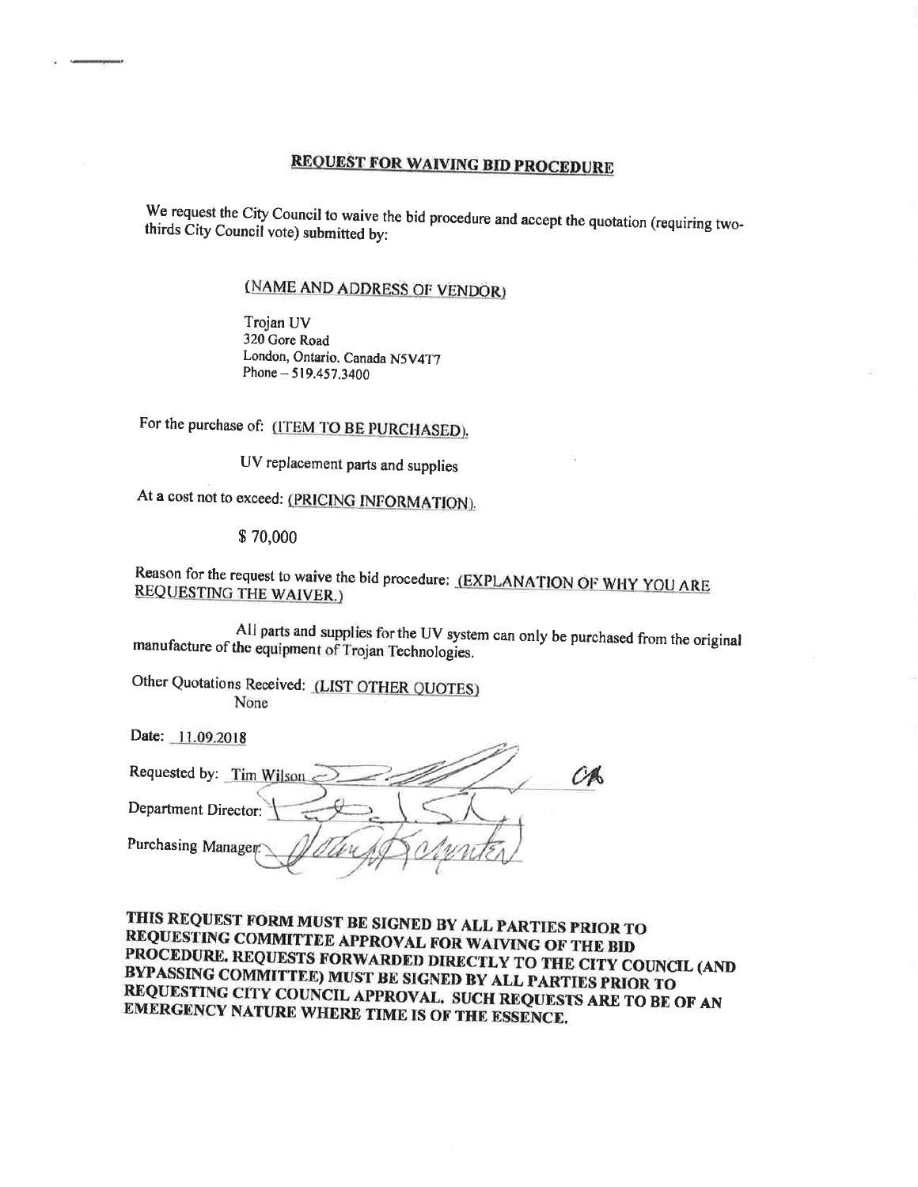## REQUEST FOR WAIVING BID PROCEDURE

We request the City Council to waive the bid procedure and accept the quotation (requiring two-thirds City Council vote) submitted by:

(NAME AND ADDRESS OF VENDOR)

Trojan UV
320 Gore Road
London, Ontario. Canada N5V4T7
Phone – 519.457.3400

For the purchase of: (ITEM TO BE PURCHASED).

UV replacement parts and supplies

At a cost not to exceed: (PRICING INFORMATION).

$ 70,000

Reason for the request to waive the bid procedure: (EXPLANATION OF WHY YOU ARE REQUESTING THE WAIVER.)

All parts and supplies for the UV system can only be purchased from the original manufacture of the equipment of Trojan Technologies.

Other Quotations Received: (LIST OTHER QUOTES)
None

Date: 11.09.2018

Requested by: Tim Wilson

Department Director:

Purchasing Manager:

**THIS REQUEST FORM MUST BE SIGNED BY ALL PARTIES PRIOR TO REQUESTING COMMITTEE APPROVAL FOR WAIVING OF THE BID PROCEDURE. REQUESTS FORWARDED DIRECTLY TO THE CITY COUNCIL (AND BYPASSING COMMITTEE) MUST BE SIGNED BY ALL PARTIES PRIOR TO REQUESTING CITY COUNCIL APPROVAL. SUCH REQUESTS ARE TO BE OF AN EMERGENCY NATURE WHERE TIME IS OF THE ESSENCE.**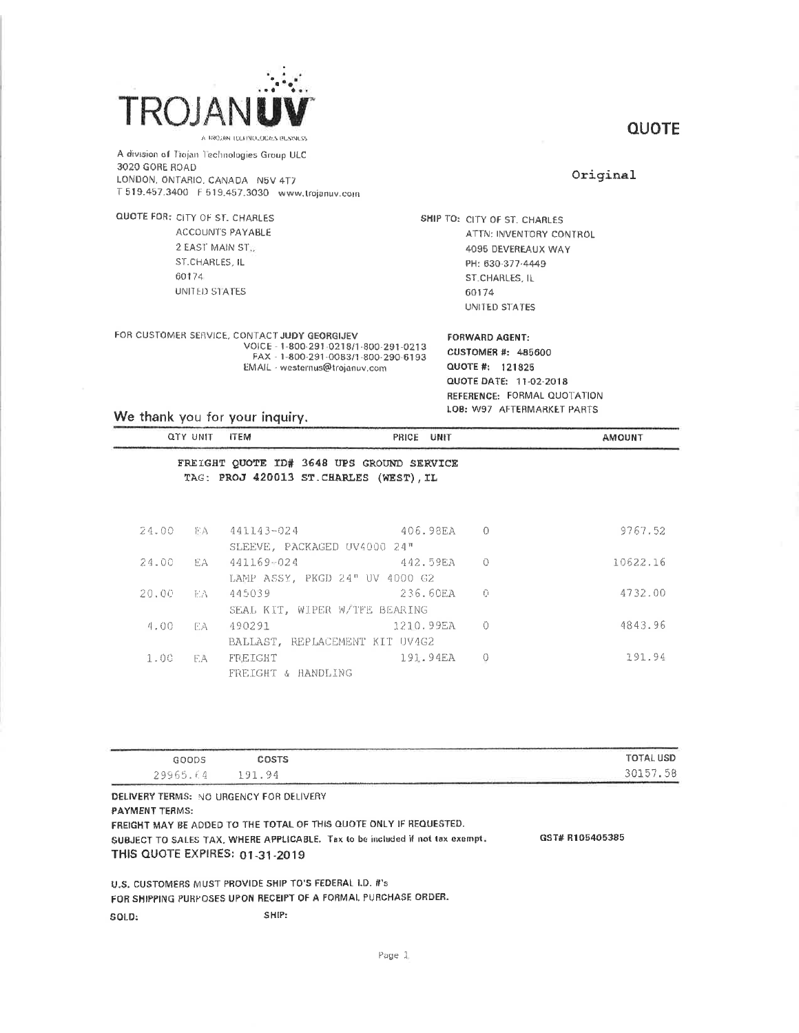**TROJANUV**

A TROJAN TECHNOLOGIES BUSINESS

A division of Trojan Technologies Group ULC
3020 GORE ROAD
LONDON, ONTARIO, CANADA N5V 4T7
T 519.457.3400 F 519.457.3030 www.trojanuv.com

# QUOTE

**Original**

**QUOTE FOR:** CITY OF ST. CHARLES
ACCOUNTS PAYABLE
2 EAST MAIN ST.,
ST.CHARLES, IL
60174
UNITED STATES

**SHIP TO:** CITY OF ST. CHARLES
ATTN: INVENTORY CONTROL
4095 DEVEREAUX WAY
PH: 630-377-4449
ST.CHARLES, IL
60174
UNITED STATES

FOR CUSTOMER SERVICE, CONTACT **JUDY GEORGIJEV**
VOICE - 1-800-291-0218/1-800-291-0213
FAX - 1-800-291-0083/1-800-290-6193
EMAIL - westernus@trojanuv.com

**FORWARD AGENT:**
**CUSTOMER #:** 485600
**QUOTE #:** 121825
**QUOTE DATE:** 11-02-2018
**REFERENCE:** FORMAL QUOTATION
**LOB:** W97 AFTERMARKET PARTS

**We thank you for your inquiry.**

FREIGHT QUOTE ID# 3648 UPS GROUND SERVICE
TAG: PROJ 420013 ST.CHARLES (WEST),IL

| QTY | UNIT | ITEM | PRICE UNIT | | AMOUNT |
|---|---|---|---|---|---|
| 24.00 | EA | 441143-024<br>SLEEVE, PACKAGED UV4000 24" | 406.98EA | 0 | 9767.52 |
| 24.00 | EA | 441169-024<br>LAMP ASSY, PKGD 24" UV 4000 G2 | 442.59EA | 0 | 10622.16 |
| 20.00 | EA | 445039<br>SEAL KIT, WIPER W/TFE BEARING | 236.60EA | 0 | 4732.00 |
| 4.00 | EA | 490291<br>BALLAST, REPLACEMENT KIT UV4G2 | 1210.99EA | 0 | 4843.96 |
| 1.00 | EA | FREIGHT<br>FREIGHT & HANDLING | 191.94EA | 0 | 191.94 |

| GOODS | COSTS | TOTAL USD |
|---|---|---|
| 29965.64 | 191.94 | 30157.58 |

**DELIVERY TERMS:** NO URGENCY FOR DELIVERY
**PAYMENT TERMS:**
**FREIGHT MAY BE ADDED TO THE TOTAL OF THIS QUOTE ONLY IF REQUESTED.**
**SUBJECT TO SALES TAX, WHERE APPLICABLE. Tax to be included if not tax exempt.** **GST# R105405385**
**THIS QUOTE EXPIRES: 01-31-2019**

**U.S. CUSTOMERS MUST PROVIDE SHIP TO'S FEDERAL I.D. #'s**
**FOR SHIPPING PURPOSES UPON RECEIPT OF A FORMAL PURCHASE ORDER.**

**SOLD:** **SHIP:**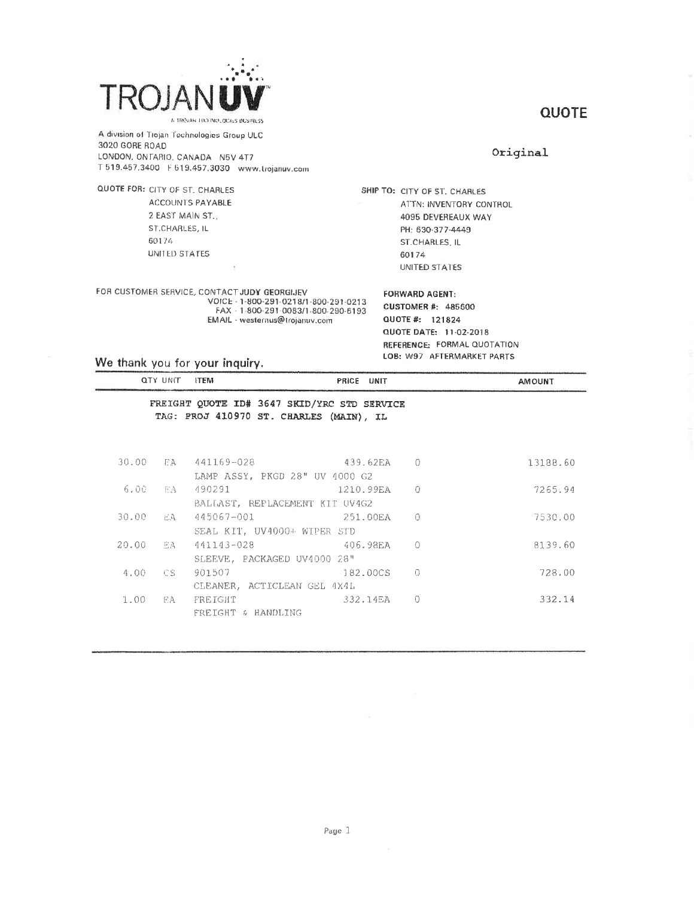**TROJAN UV**

A TROJAN TECHNOLOGIES BUSINESS

A division of Trojan Technologies Group ULC
3020 GORE ROAD
LONDON, ONTARIO, CANADA N5V 4T7
T 519.457.3400 F 519.457.3030 www.trojanuv.com

# QUOTE

Original

**QUOTE FOR:** CITY OF ST. CHARLES
ACCOUNTS PAYABLE
2 EAST MAIN ST.,
ST.CHARLES, IL
60174
UNITED STATES

**SHIP TO:** CITY OF ST. CHARLES
ATTN: INVENTORY CONTROL
4095 DEVEREAUX WAY
PH: 630-377-4449
ST.CHARLES, IL
60174
UNITED STATES

FOR CUSTOMER SERVICE, CONTACT **JUDY GEORGIJEV**
VOICE - 1-800-291-0218/1-800-291-0213
FAX - 1-800-291-0083/1-800-290-6193
EMAIL - westernus@trojanuv.com

**FORWARD AGENT:**
**CUSTOMER #:** 485600
**QUOTE #:** 121824
**QUOTE DATE:** 11-02-2018
**REFERENCE:** FORMAL QUOTATION
**LOB:** W97 AFTERMARKET PARTS

We thank you for your inquiry.

FREIGHT QUOTE ID# 3647 SKID/YRC STD SERVICE
TAG: PROJ 410970 ST. CHARLES (MAIN), IL

| QTY | UNIT | ITEM | PRICE | UNIT | | AMOUNT |
|---|---|---|---|---|---|---|
| 30.00 | EA | 441169-028<br>LAMP ASSY, PKGD 28" UV 4000 G2 | 439.62 | EA | 0 | 13188.60 |
| 6.00 | EA | 490291<br>BALLAST, REPLACEMENT KIT UV4G2 | 1210.99 | EA | 0 | 7265.94 |
| 30.00 | EA | 445067-001<br>SEAL KIT, UV4000+ WIPER STD | 251.00 | EA | 0 | 7530.00 |
| 20.00 | EA | 441143-028<br>SLEEVE, PACKAGED UV4000 28" | 406.98 | EA | 0 | 8139.60 |
| 4.00 | CS | 901507<br>CLEANER, ACTICLEAN GEL 4X4L | 182.00 | CS | 0 | 728.00 |
| 1.00 | EA | FREIGHT<br>FREIGHT & HANDLING | 332.14 | EA | 0 | 332.14 |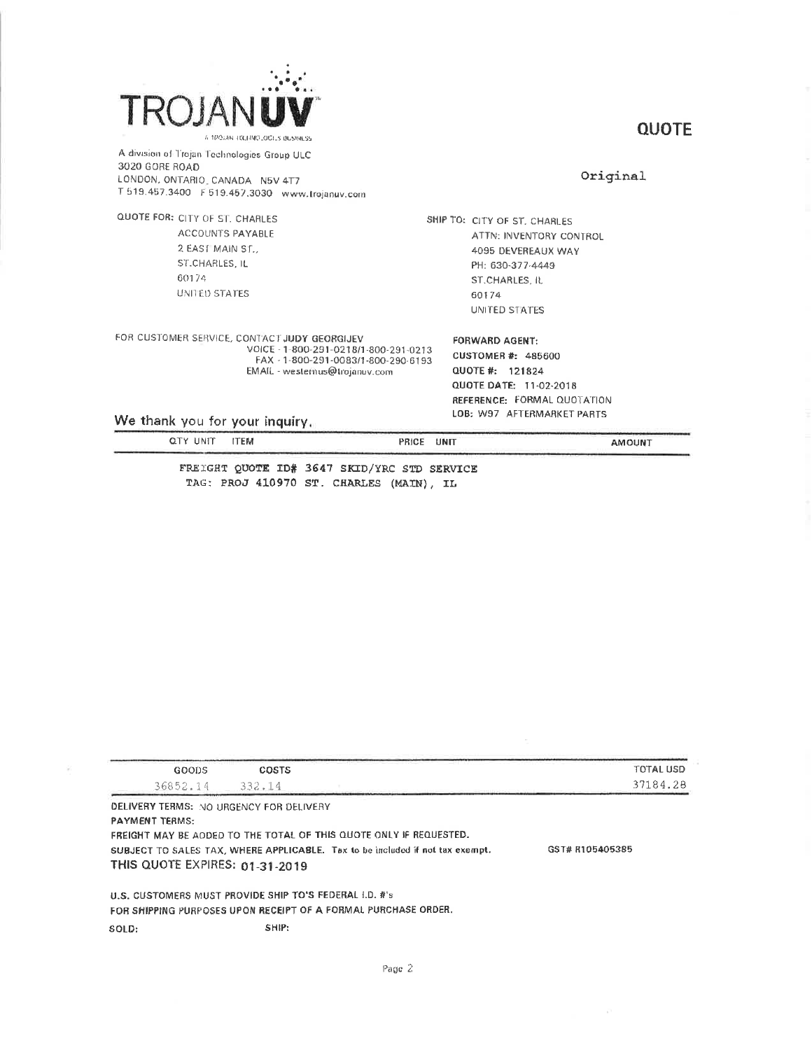**TROJANUV**

A TROJAN TECHNOLOGIES BUSINESS

A division of Trojan Technologies Group ULC
3020 GORE ROAD
LONDON, ONTARIO, CANADA N5V 4T7
T 519.457.3400 F 519.457.3030 www.trojanuv.com

# QUOTE

Original

**QUOTE FOR:** CITY OF ST. CHARLES
ACCOUNTS PAYABLE
2 EAST MAIN ST.,
ST.CHARLES, IL
60174
UNITED STATES

**SHIP TO:** CITY OF ST. CHARLES
ATTN: INVENTORY CONTROL
4095 DEVEREAUX WAY
PH: 630-377-4449
ST.CHARLES, IL
60174
UNITED STATES

FOR CUSTOMER SERVICE, CONTACT **JUDY GEORGIJEV**
VOICE - 1-800-291-0218/1-800-291-0213
FAX - 1-800-291-0083/1-800-290-6193
EMAIL - westernus@trojanuv.com

**FORWARD AGENT:**
**CUSTOMER #:** 485600
**QUOTE #:** 121824
**QUOTE DATE:** 11-02-2018
**REFERENCE:** FORMAL QUOTATION
**LOB:** W97 AFTERMARKET PARTS

We thank you for your inquiry.

| QTY UNIT | ITEM | PRICE UNIT | AMOUNT |
|---|---|---|---|
| | FREIGHT QUOTE ID# 3647 SKID/YRC STD SERVICE<br>TAG: PROJ 410970 ST. CHARLES (MAIN), IL | | |

| GOODS | COSTS | TOTAL USD |
|---|---|---|
| 36852.14 | 332.14 | 37184.28 |

DELIVERY TERMS: NO URGENCY FOR DELIVERY
PAYMENT TERMS:
FREIGHT MAY BE ADDED TO THE TOTAL OF THIS QUOTE ONLY IF REQUESTED.
SUBJECT TO SALES TAX, WHERE APPLICABLE. Tax to be included if not tax exempt. GST# R105405385
THIS QUOTE EXPIRES: 01-31-2019

U.S. CUSTOMERS MUST PROVIDE SHIP TO'S FEDERAL I.D. #'s
FOR SHIPPING PURPOSES UPON RECEIPT OF A FORMAL PURCHASE ORDER.

SOLD: SHIP: